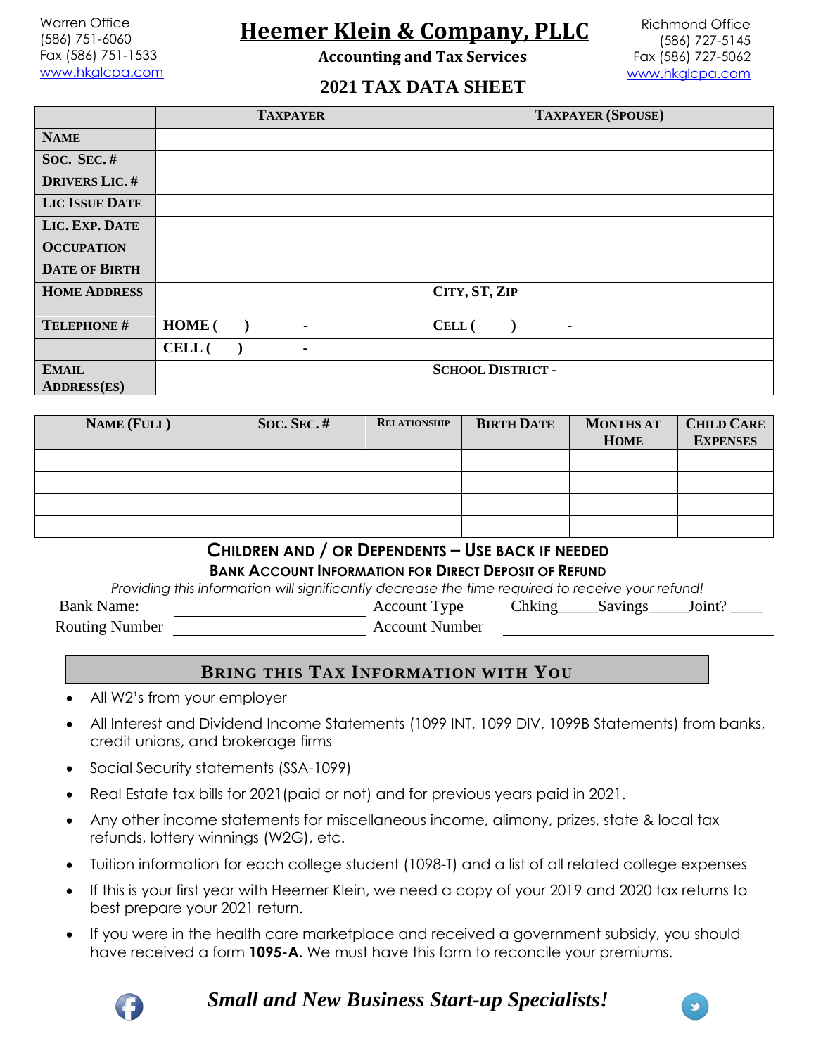Warren Office
(586) 751-6060
Fax (586) 751-1533
www.hkglcpa.com

# Heemer Klein & Company, PLLC

**Accounting and Tax Services**

Richmond Office
(586) 727-5145
Fax (586) 727-5062
www.hkglcpa.com

## 2021 TAX DATA SHEET

| | TAXPAYER | TAXPAYER (SPOUSE) |
|---|---|---|
| NAME | | |
| SOC. SEC. # | | |
| DRIVERS LIC. # | | |
| LIC ISSUE DATE | | |
| LIC. EXP. DATE | | |
| OCCUPATION | | |
| DATE OF BIRTH | | |
| HOME ADDRESS | | CITY, ST, ZIP |
| TELEPHONE # | HOME (      )      - | CELL (      )      - |
| | CELL (      )      - | |
| EMAIL ADDRESS(ES) | | SCHOOL DISTRICT - |

| NAME (FULL) | SOC. SEC. # | RELATIONSHIP | BIRTH DATE | MONTHS AT HOME | CHILD CARE EXPENSES |
|---|---|---|---|---|---|
| | | | | | |
| | | | | | |
| | | | | | |
| | | | | | |

### CHILDREN AND / OR DEPENDENTS – USE BACK IF NEEDED

### BANK ACCOUNT INFORMATION FOR DIRECT DEPOSIT OF REFUND

*Providing this information will significantly decrease the time required to receive your refund!*

Bank Name: ____________________ Account Type Chking_____Savings_____Joint? ____

Routing Number ____________________ Account Number ____________________

## BRING THIS TAX INFORMATION WITH YOU

- All W2's from your employer
- All Interest and Dividend Income Statements (1099 INT, 1099 DIV, 1099B Statements) from banks, credit unions, and brokerage firms
- Social Security statements (SSA-1099)
- Real Estate tax bills for 2021(paid or not) and for previous years paid in 2021.
- Any other income statements for miscellaneous income, alimony, prizes, state & local tax refunds, lottery winnings (W2G), etc.
- Tuition information for each college student (1098-T) and a list of all related college expenses
- If this is your first year with Heemer Klein, we need a copy of your 2019 and 2020 tax returns to best prepare your 2021 return.
- If you were in the health care marketplace and received a government subsidy, you should have received a form **1095-A.** We must have this form to reconcile your premiums.

***Small and New Business Start-up Specialists!***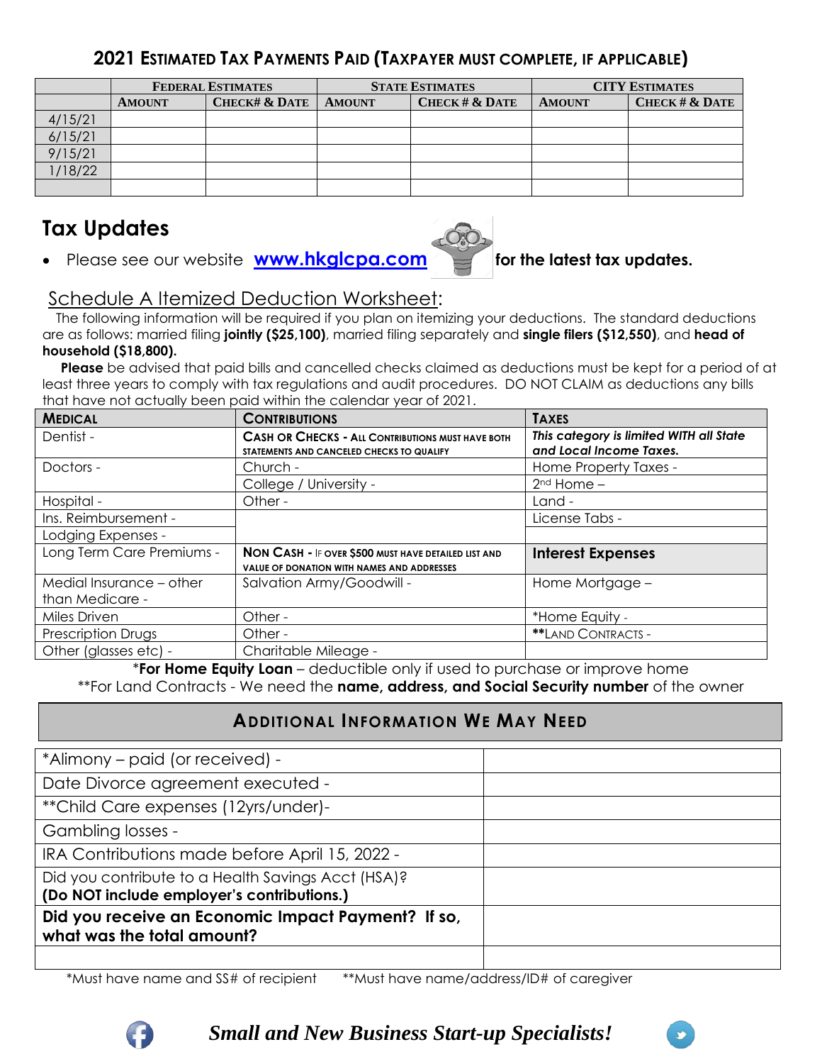## 2021 Estimated Tax Payments Paid (Taxpayer must complete, if applicable)

| | Federal Estimates | | State Estimates | | City Estimates | |
|---|---|---|---|---|---|---|
| | Amount | Check# & Date | Amount | Check # & Date | Amount | Check # & Date |
| 4/15/21 | | | | | | |
| 6/15/21 | | | | | | |
| 9/15/21 | | | | | | |
| 1/18/22 | | | | | | |
| | | | | | | |

# Tax Updates

- Please see our website **www.hkglcpa.com** **for the latest tax updates.**

## Schedule A Itemized Deduction Worksheet:

The following information will be required if you plan on itemizing your deductions. The standard deductions are as follows: married filing **jointly ($25,100)**, married filing separately and **single filers ($12,550)**, and **head of household ($18,800).**

**Please** be advised that paid bills and cancelled checks claimed as deductions must be kept for a period of at least three years to comply with tax regulations and audit procedures. DO NOT CLAIM as deductions any bills that have not actually been paid within the calendar year of 2021.

| Medical | Contributions | Taxes |
|---|---|---|
| Dentist - | **Cash or Checks - All Contributions must have both statements and canceled checks to qualify** | ***This category is limited WITH all State and Local Income Taxes.*** |
| Doctors - | Church - | Home Property Taxes - |
| | College / University - | 2nd Home – |
| Hospital - | Other - | Land - |
| Ins. Reimbursement - | | License Tabs - |
| Lodging Expenses - | | |
| Long Term Care Premiums - | **Non Cash - If over $500 must have detailed list and value of donation with names and addresses** | **Interest Expenses** |
| Medial Insurance – other than Medicare - | Salvation Army/Goodwill - | Home Mortgage – |
| Miles Driven | Other - | *Home Equity - |
| Prescription Drugs | Other - | **Land Contracts - |
| Other (glasses etc) - | Charitable Mileage - | |

*__For Home Equity Loan__ – deductible only if used to purchase or improve home

**For Land Contracts - We need the **name, address, and Social Security number** of the owner

## Additional Information We May Need

| | |
|---|---|
| *Alimony – paid (or received) - | |
| Date Divorce agreement executed - | |
| **Child Care expenses (12yrs/under)- | |
| Gambling losses - | |
| IRA Contributions made before April 15, 2022 - | |
| Did you contribute to a Health Savings Acct (HSA)? **(Do NOT include employer's contributions.)** | |
| **Did you receive an Economic Impact Payment? If so, what was the total amount?** | |
| | |

*Must have name and SS# of recipient  **Must have name/address/ID# of caregiver

***Small and New Business Start-up Specialists!***